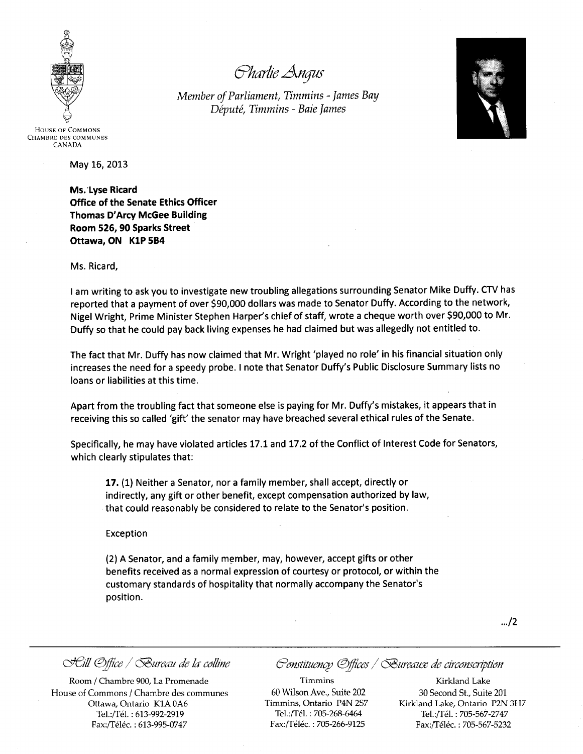HOUSE OF COMMONS
CHAMBRE DES COMMUNES
CANADA

*Charlie Angus*

*Member of Parliament, Timmins - James Bay*
*Député, Timmins - Baie James*

May 16, 2013

**Ms. Lyse Ricard**
**Office of the Senate Ethics Officer**
**Thomas D'Arcy McGee Building**
**Room 526, 90 Sparks Street**
**Ottawa, ON K1P 5B4**

Ms. Ricard,

I am writing to ask you to investigate new troubling allegations surrounding Senator Mike Duffy. CTV has reported that a payment of over $90,000 dollars was made to Senator Duffy. According to the network, Nigel Wright, Prime Minister Stephen Harper's chief of staff, wrote a cheque worth over $90,000 to Mr. Duffy so that he could pay back living expenses he had claimed but was allegedly not entitled to.

The fact that Mr. Duffy has now claimed that Mr. Wright 'played no role' in his financial situation only increases the need for a speedy probe. I note that Senator Duffy's Public Disclosure Summary lists no loans or liabilities at this time.

Apart from the troubling fact that someone else is paying for Mr. Duffy's mistakes, it appears that in receiving this so called 'gift' the senator may have breached several ethical rules of the Senate.

Specifically, he may have violated articles 17.1 and 17.2 of the Conflict of Interest Code for Senators, which clearly stipulates that:

> **17.** (1) Neither a Senator, nor a family member, shall accept, directly or indirectly, any gift or other benefit, except compensation authorized by law, that could reasonably be considered to relate to the Senator's position.
>
> Exception
>
> (2) A Senator, and a family member, may, however, accept gifts or other benefits received as a normal expression of courtesy or protocol, or within the customary standards of hospitality that normally accompany the Senator's position.

.../2

*Hill Office / Bureau de la colline*

Room / Chambre 900, La Promenade
House of Commons / Chambre des communes
Ottawa, Ontario K1A 0A6
Tel.:/Tél. : 613-992-2919
Fax:/Téléc. : 613-995-0747

*Constituency Offices / Bureaux de circonscription*

Timmins
60 Wilson Ave., Suite 202
Timmins, Ontario P4N 2S7
Tel.:/Tél. : 705-268-6464
Fax:/Téléc. : 705-266-9125

Kirkland Lake
30 Second St., Suite 201
Kirkland Lake, Ontario P2N 3H7
Tel.:/Tél. : 705-567-2747
Fax:/Téléc. : 705-567-5232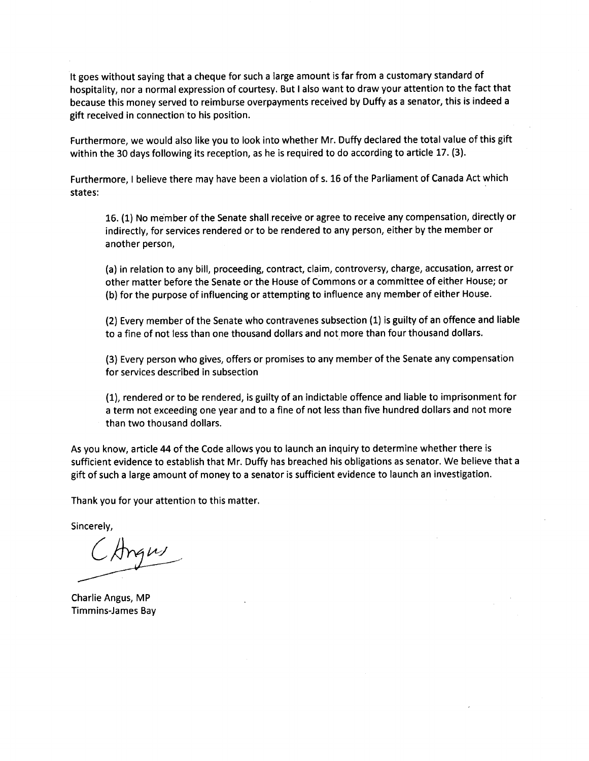It goes without saying that a cheque for such a large amount is far from a customary standard of hospitality, nor a normal expression of courtesy. But I also want to draw your attention to the fact that because this money served to reimburse overpayments received by Duffy as a senator, this is indeed a gift received in connection to his position.

Furthermore, we would also like you to look into whether Mr. Duffy declared the total value of this gift within the 30 days following its reception, as he is required to do according to article 17. (3).

Furthermore, I believe there may have been a violation of s. 16 of the Parliament of Canada Act which states:

> 16. (1) No member of the Senate shall receive or agree to receive any compensation, directly or indirectly, for services rendered or to be rendered to any person, either by the member or another person,
>
> (a) in relation to any bill, proceeding, contract, claim, controversy, charge, accusation, arrest or other matter before the Senate or the House of Commons or a committee of either House; or
> (b) for the purpose of influencing or attempting to influence any member of either House.
>
> (2) Every member of the Senate who contravenes subsection (1) is guilty of an offence and liable to a fine of not less than one thousand dollars and not more than four thousand dollars.
>
> (3) Every person who gives, offers or promises to any member of the Senate any compensation for services described in subsection
>
> (1), rendered or to be rendered, is guilty of an indictable offence and liable to imprisonment for a term not exceeding one year and to a fine of not less than five hundred dollars and not more than two thousand dollars.

As you know, article 44 of the Code allows you to launch an inquiry to determine whether there is sufficient evidence to establish that Mr. Duffy has breached his obligations as senator. We believe that a gift of such a large amount of money to a senator is sufficient evidence to launch an investigation.

Thank you for your attention to this matter.

Sincerely,

C Angus

Charlie Angus, MP
Timmins-James Bay